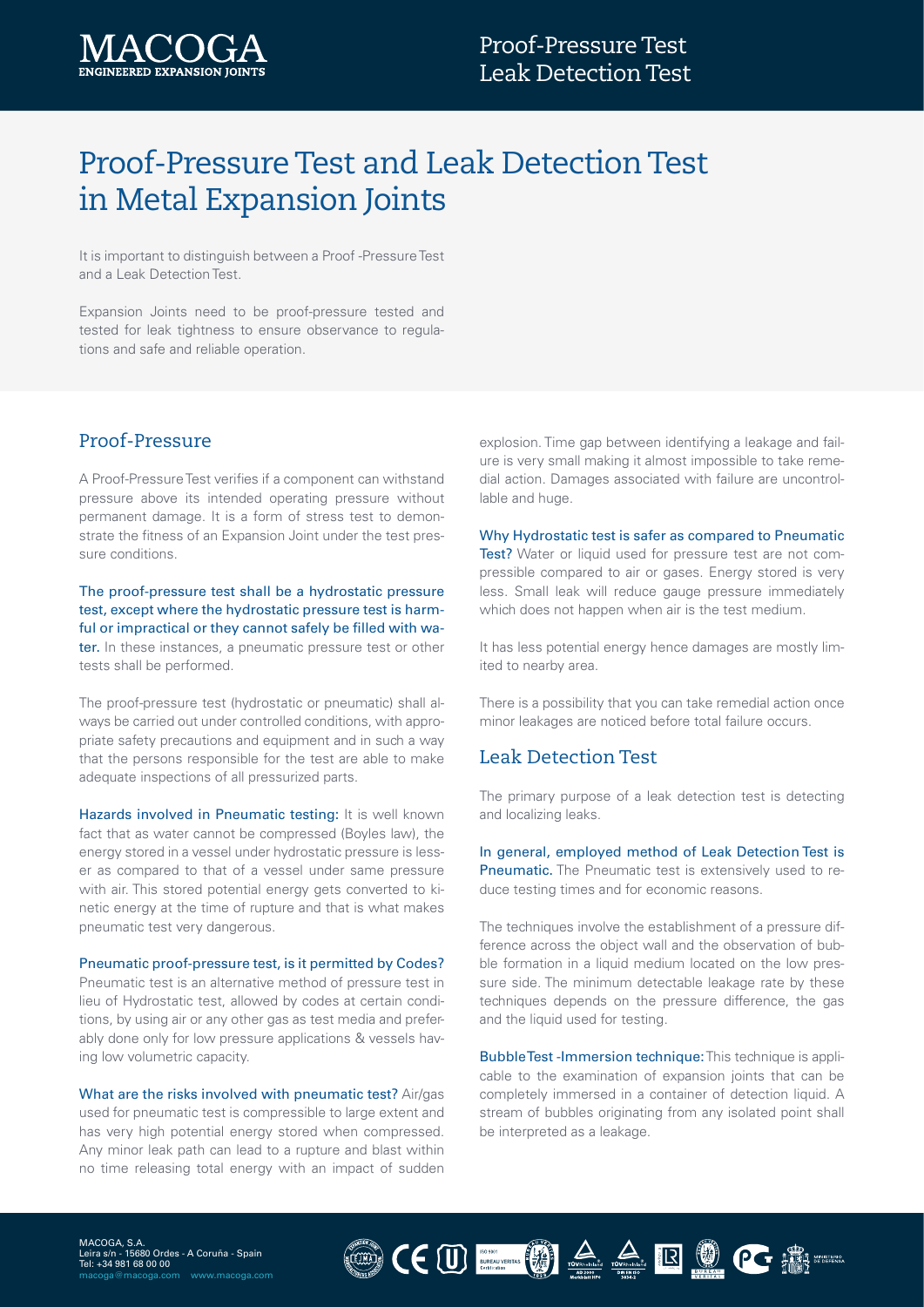# Proof-Pressure Test and Leak Detection Test in Metal Expansion Joints

It is important to distinguish between a Proof -Pressure Test and a Leak Detection Test.

Expansion Joints need to be proof-pressure tested and tested for leak tightness to ensure observance to regulations and safe and reliable operation.

## Proof-Pressure

A Proof-Pressure Test verifies if a component can withstand pressure above its intended operating pressure without permanent damage. It is a form of stress test to demonstrate the fitness of an Expansion Joint under the test pressure conditions.

The proof-pressure test shall be a hydrostatic pressure test, except where the hydrostatic pressure test is harmful or impractical or they cannot safely be filled with water. In these instances, a pneumatic pressure test or other tests shall be performed.

The proof-pressure test (hydrostatic or pneumatic) shall always be carried out under controlled conditions, with appropriate safety precautions and equipment and in such a way that the persons responsible for the test are able to make adequate inspections of all pressurized parts.

Hazards involved in Pneumatic testing: It is well known fact that as water cannot be compressed (Boyles law), the energy stored in a vessel under hydrostatic pressure is lesser as compared to that of a vessel under same pressure with air. This stored potential energy gets converted to kinetic energy at the time of rupture and that is what makes pneumatic test very dangerous.

Pneumatic proof-pressure test, is it permitted by Codes? Pneumatic test is an alternative method of pressure test in lieu of Hydrostatic test, allowed by codes at certain conditions, by using air or any other gas as test media and preferably done only for low pressure applications & vessels having low volumetric capacity.

What are the risks involved with pneumatic test? Air/gas used for pneumatic test is compressible to large extent and has very high potential energy stored when compressed. Any minor leak path can lead to a rupture and blast within no time releasing total energy with an impact of sudden explosion. Time gap between identifying a leakage and failure is very small making it almost impossible to take remedial action. Damages associated with failure are uncontrollable and huge.

Why Hydrostatic test is safer as compared to Pneumatic Test? Water or liquid used for pressure test are not compressible compared to air or gases. Energy stored is very less. Small leak will reduce gauge pressure immediately which does not happen when air is the test medium.

It has less potential energy hence damages are mostly limited to nearby area.

There is a possibility that you can take remedial action once minor leakages are noticed before total failure occurs.

## Leak Detection Test

The primary purpose of a leak detection test is detecting and localizing leaks.

In general, employed method of Leak Detection Test is Pneumatic. The Pneumatic test is extensively used to reduce testing times and for economic reasons.

The techniques involve the establishment of a pressure difference across the object wall and the observation of bubble formation in a liquid medium located on the low pressure side. The minimum detectable leakage rate by these techniques depends on the pressure difference, the gas and the liquid used for testing.

Bubble Test -Immersion technique: This technique is applicable to the examination of expansion joints that can be completely immersed in a container of detection liquid. A stream of bubbles originating from any isolated point shall be interpreted as a leakage.

MACOGA, S.A.
Leira s/n - 15680 Ordes - A Coruña - Spain
Tel: +34 981 68 00 00
macoga@macoga.com www.macoga.com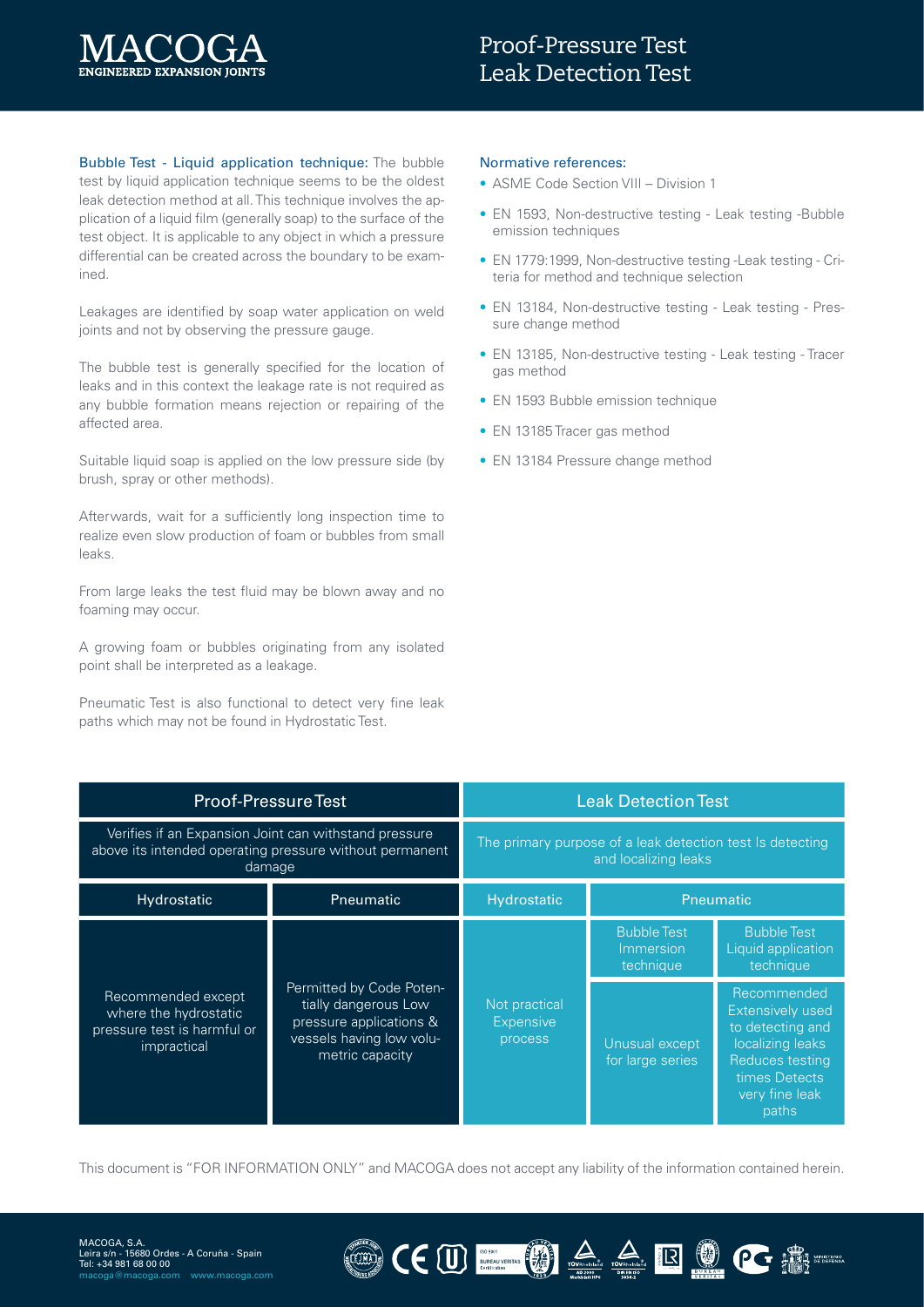# Proof-Pressure Test
# Leak Detection Test

**Bubble Test - Liquid application technique:** The bubble test by liquid application technique seems to be the oldest leak detection method at all. This technique involves the application of a liquid film (generally soap) to the surface of the test object. It is applicable to any object in which a pressure differential can be created across the boundary to be examined.

Leakages are identified by soap water application on weld joints and not by observing the pressure gauge.

The bubble test is generally specified for the location of leaks and in this context the leakage rate is not required as any bubble formation means rejection or repairing of the affected area.

Suitable liquid soap is applied on the low pressure side (by brush, spray or other methods).

Afterwards, wait for a sufficiently long inspection time to realize even slow production of foam or bubbles from small leaks.

From large leaks the test fluid may be blown away and no foaming may occur.

A growing foam or bubbles originating from any isolated point shall be interpreted as a leakage.

Pneumatic Test is also functional to detect very fine leak paths which may not be found in Hydrostatic Test.

**Normative references:**

- ASME Code Section VIII – Division 1
- EN 1593, Non-destructive testing - Leak testing -Bubble emission techniques
- EN 1779:1999, Non-destructive testing -Leak testing - Criteria for method and technique selection
- EN 13184, Non-destructive testing - Leak testing - Pressure change method
- EN 13185, Non-destructive testing - Leak testing - Tracer gas method
- EN 1593 Bubble emission technique
- EN 13185 Tracer gas method
- EN 13184 Pressure change method

| Proof-Pressure Test | | Leak Detection Test | | |
|---|---|---|---|---|
| Verifies if an Expansion Joint can withstand pressure above its intended operating pressure without permanent damage | | The primary purpose of a leak detection test Is detecting and localizing leaks | | |
| Hydrostatic | Pneumatic | Hydrostatic | Pneumatic | |
| | | | Bubble Test Immersion technique | Bubble Test Liquid application technique |
| Recommended except where the hydrostatic pressure test is harmful or impractical | Permitted by Code Potentially dangerous Low pressure applications & vessels having low volumetric capacity | Not practical Expensive process | Unusual except for large series | Recommended Extensively used to detecting and localizing leaks Reduces testing times Detects very fine leak paths |

This document is "FOR INFORMATION ONLY" and MACOGA does not accept any liability of the information contained herein.